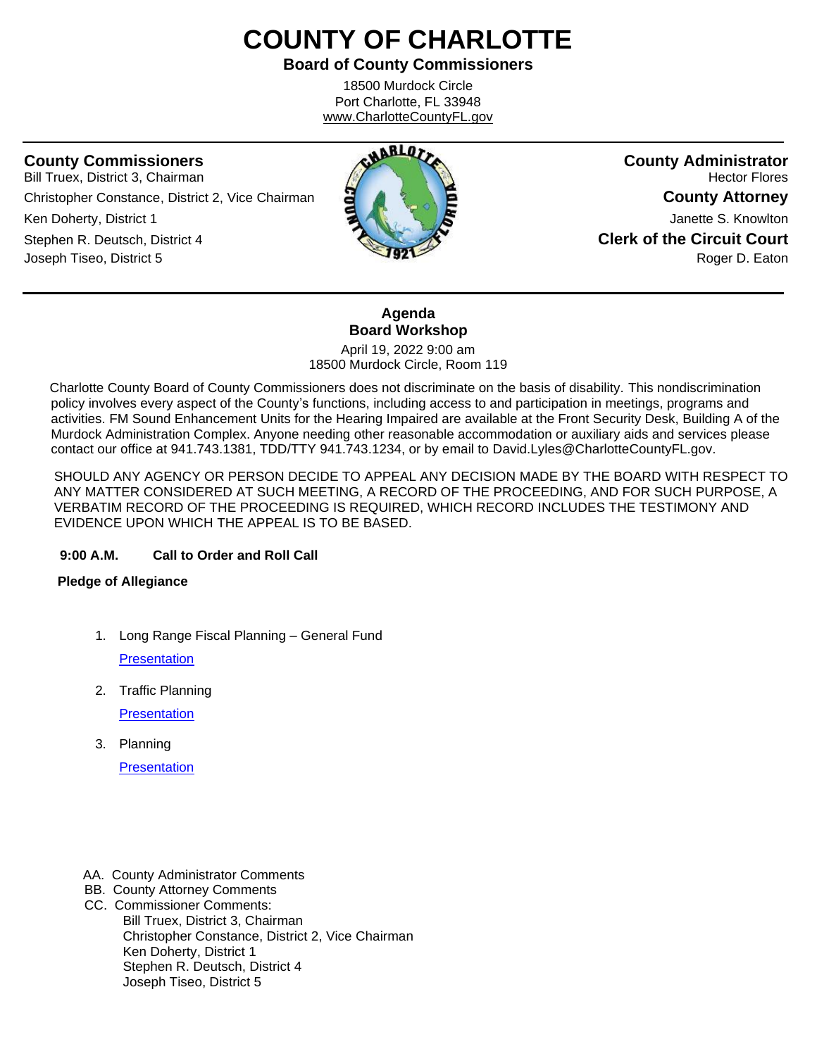# COUNTY OF CHARLOTTE

## Board of County Commissioners

18500 Murdock Circle
Port Charlotte, FL 33948
www.CharlotteCountyFL.gov

---

**County Commissioners**
Bill Truex, District 3, Chairman
Christopher Constance, District 2, Vice Chairman
Ken Doherty, District 1
Stephen R. Deutsch, District 4
Joseph Tiseo, District 5

**County Administrator**
Hector Flores

**County Attorney**
Janette S. Knowlton

**Clerk of the Circuit Court**
Roger D. Eaton

---

**Agenda**
**Board Workshop**

April 19, 2022 9:00 am
18500 Murdock Circle, Room 119

Charlotte County Board of County Commissioners does not discriminate on the basis of disability. This nondiscrimination policy involves every aspect of the County's functions, including access to and participation in meetings, programs and activities. FM Sound Enhancement Units for the Hearing Impaired are available at the Front Security Desk, Building A of the Murdock Administration Complex. Anyone needing other reasonable accommodation or auxiliary aids and services please contact our office at 941.743.1381, TDD/TTY 941.743.1234, or by email to David.Lyles@CharlotteCountyFL.gov.

SHOULD ANY AGENCY OR PERSON DECIDE TO APPEAL ANY DECISION MADE BY THE BOARD WITH RESPECT TO ANY MATTER CONSIDERED AT SUCH MEETING, A RECORD OF THE PROCEEDING, AND FOR SUCH PURPOSE, A VERBATIM RECORD OF THE PROCEEDING IS REQUIRED, WHICH RECORD INCLUDES THE TESTIMONY AND EVIDENCE UPON WHICH THE APPEAL IS TO BE BASED.

**9:00 A.M. Call to Order and Roll Call**

**Pledge of Allegiance**

1. Long Range Fiscal Planning – General Fund

   Presentation

2. Traffic Planning

   Presentation

3. Planning

   Presentation

AA. County Administrator Comments
BB. County Attorney Comments
CC. Commissioner Comments:
- Bill Truex, District 3, Chairman
- Christopher Constance, District 2, Vice Chairman
- Ken Doherty, District 1
- Stephen R. Deutsch, District 4
- Joseph Tiseo, District 5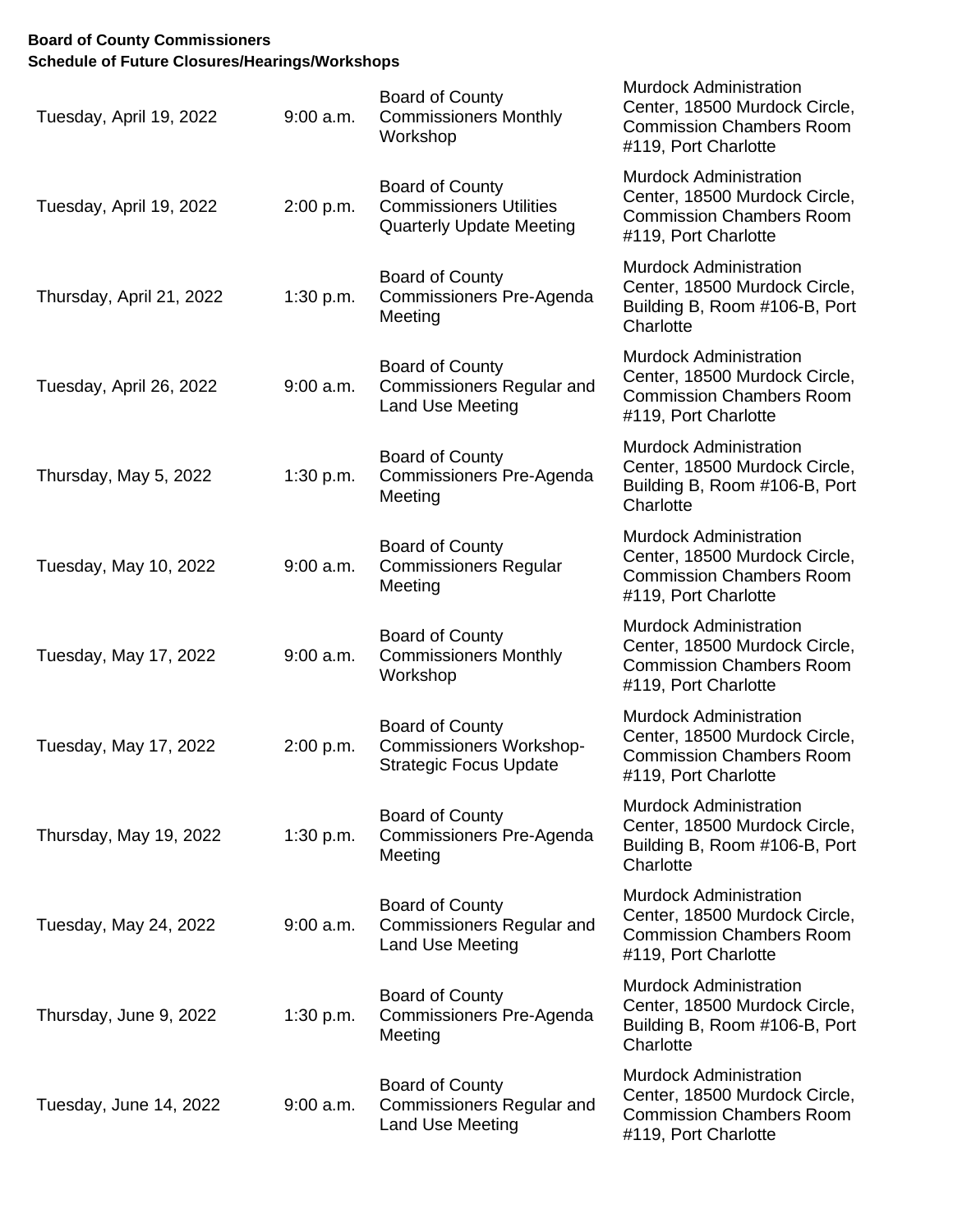**Board of County Commissioners**
**Schedule of Future Closures/Hearings/Workshops**

| | | | |
|---|---|---|---|
| Tuesday, April 19, 2022 | 9:00 a.m. | Board of County Commissioners Monthly Workshop | Murdock Administration Center, 18500 Murdock Circle, Commission Chambers Room #119, Port Charlotte |
| Tuesday, April 19, 2022 | 2:00 p.m. | Board of County Commissioners Utilities Quarterly Update Meeting | Murdock Administration Center, 18500 Murdock Circle, Commission Chambers Room #119, Port Charlotte |
| Thursday, April 21, 2022 | 1:30 p.m. | Board of County Commissioners Pre-Agenda Meeting | Murdock Administration Center, 18500 Murdock Circle, Building B, Room #106-B, Port Charlotte |
| Tuesday, April 26, 2022 | 9:00 a.m. | Board of County Commissioners Regular and Land Use Meeting | Murdock Administration Center, 18500 Murdock Circle, Commission Chambers Room #119, Port Charlotte |
| Thursday, May 5, 2022 | 1:30 p.m. | Board of County Commissioners Pre-Agenda Meeting | Murdock Administration Center, 18500 Murdock Circle, Building B, Room #106-B, Port Charlotte |
| Tuesday, May 10, 2022 | 9:00 a.m. | Board of County Commissioners Regular Meeting | Murdock Administration Center, 18500 Murdock Circle, Commission Chambers Room #119, Port Charlotte |
| Tuesday, May 17, 2022 | 9:00 a.m. | Board of County Commissioners Monthly Workshop | Murdock Administration Center, 18500 Murdock Circle, Commission Chambers Room #119, Port Charlotte |
| Tuesday, May 17, 2022 | 2:00 p.m. | Board of County Commissioners Workshop-Strategic Focus Update | Murdock Administration Center, 18500 Murdock Circle, Commission Chambers Room #119, Port Charlotte |
| Thursday, May 19, 2022 | 1:30 p.m. | Board of County Commissioners Pre-Agenda Meeting | Murdock Administration Center, 18500 Murdock Circle, Building B, Room #106-B, Port Charlotte |
| Tuesday, May 24, 2022 | 9:00 a.m. | Board of County Commissioners Regular and Land Use Meeting | Murdock Administration Center, 18500 Murdock Circle, Commission Chambers Room #119, Port Charlotte |
| Thursday, June 9, 2022 | 1:30 p.m. | Board of County Commissioners Pre-Agenda Meeting | Murdock Administration Center, 18500 Murdock Circle, Building B, Room #106-B, Port Charlotte |
| Tuesday, June 14, 2022 | 9:00 a.m. | Board of County Commissioners Regular and Land Use Meeting | Murdock Administration Center, 18500 Murdock Circle, Commission Chambers Room #119, Port Charlotte |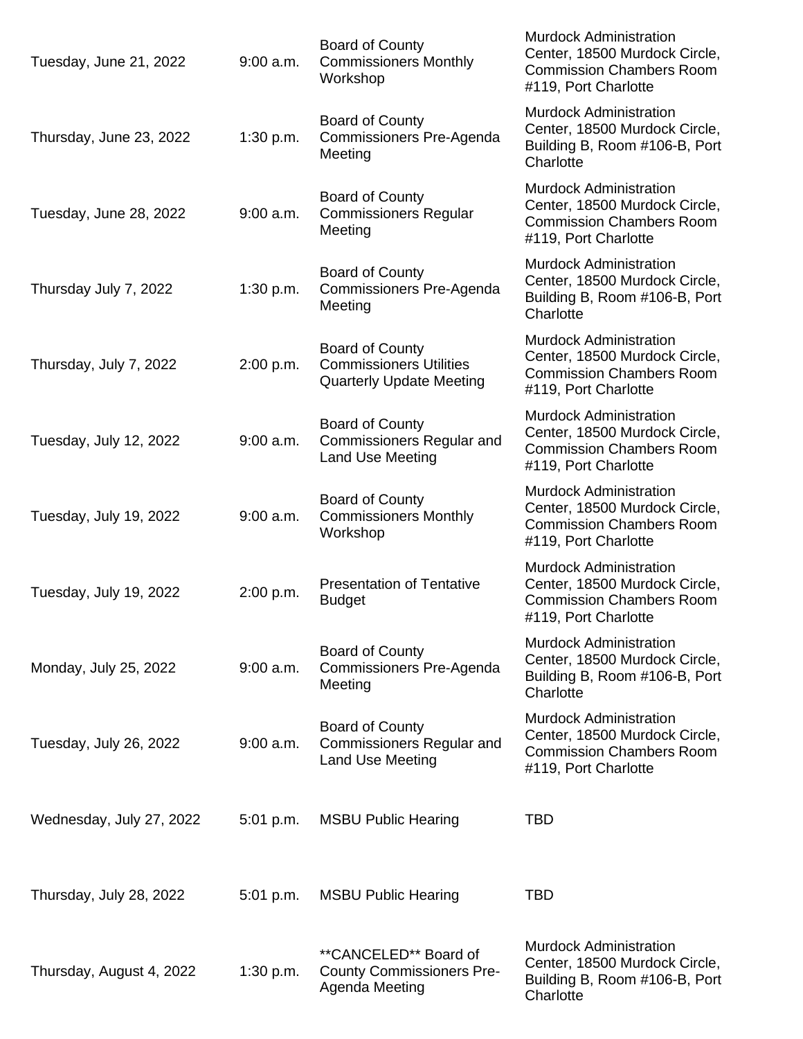| | | | |
|---|---|---|---|
| Tuesday, June 21, 2022 | 9:00 a.m. | Board of County Commissioners Monthly Workshop | Murdock Administration Center, 18500 Murdock Circle, Commission Chambers Room #119, Port Charlotte |
| Thursday, June 23, 2022 | 1:30 p.m. | Board of County Commissioners Pre-Agenda Meeting | Murdock Administration Center, 18500 Murdock Circle, Building B, Room #106-B, Port Charlotte |
| Tuesday, June 28, 2022 | 9:00 a.m. | Board of County Commissioners Regular Meeting | Murdock Administration Center, 18500 Murdock Circle, Commission Chambers Room #119, Port Charlotte |
| Thursday July 7, 2022 | 1:30 p.m. | Board of County Commissioners Pre-Agenda Meeting | Murdock Administration Center, 18500 Murdock Circle, Building B, Room #106-B, Port Charlotte |
| Thursday, July 7, 2022 | 2:00 p.m. | Board of County Commissioners Utilities Quarterly Update Meeting | Murdock Administration Center, 18500 Murdock Circle, Commission Chambers Room #119, Port Charlotte |
| Tuesday, July 12, 2022 | 9:00 a.m. | Board of County Commissioners Regular and Land Use Meeting | Murdock Administration Center, 18500 Murdock Circle, Commission Chambers Room #119, Port Charlotte |
| Tuesday, July 19, 2022 | 9:00 a.m. | Board of County Commissioners Monthly Workshop | Murdock Administration Center, 18500 Murdock Circle, Commission Chambers Room #119, Port Charlotte |
| Tuesday, July 19, 2022 | 2:00 p.m. | Presentation of Tentative Budget | Murdock Administration Center, 18500 Murdock Circle, Commission Chambers Room #119, Port Charlotte |
| Monday, July 25, 2022 | 9:00 a.m. | Board of County Commissioners Pre-Agenda Meeting | Murdock Administration Center, 18500 Murdock Circle, Building B, Room #106-B, Port Charlotte |
| Tuesday, July 26, 2022 | 9:00 a.m. | Board of County Commissioners Regular and Land Use Meeting | Murdock Administration Center, 18500 Murdock Circle, Commission Chambers Room #119, Port Charlotte |
| Wednesday, July 27, 2022 | 5:01 p.m. | MSBU Public Hearing | TBD |
| Thursday, July 28, 2022 | 5:01 p.m. | MSBU Public Hearing | TBD |
| Thursday, August 4, 2022 | 1:30 p.m. | **CANCELED** Board of County Commissioners Pre-Agenda Meeting | Murdock Administration Center, 18500 Murdock Circle, Building B, Room #106-B, Port Charlotte |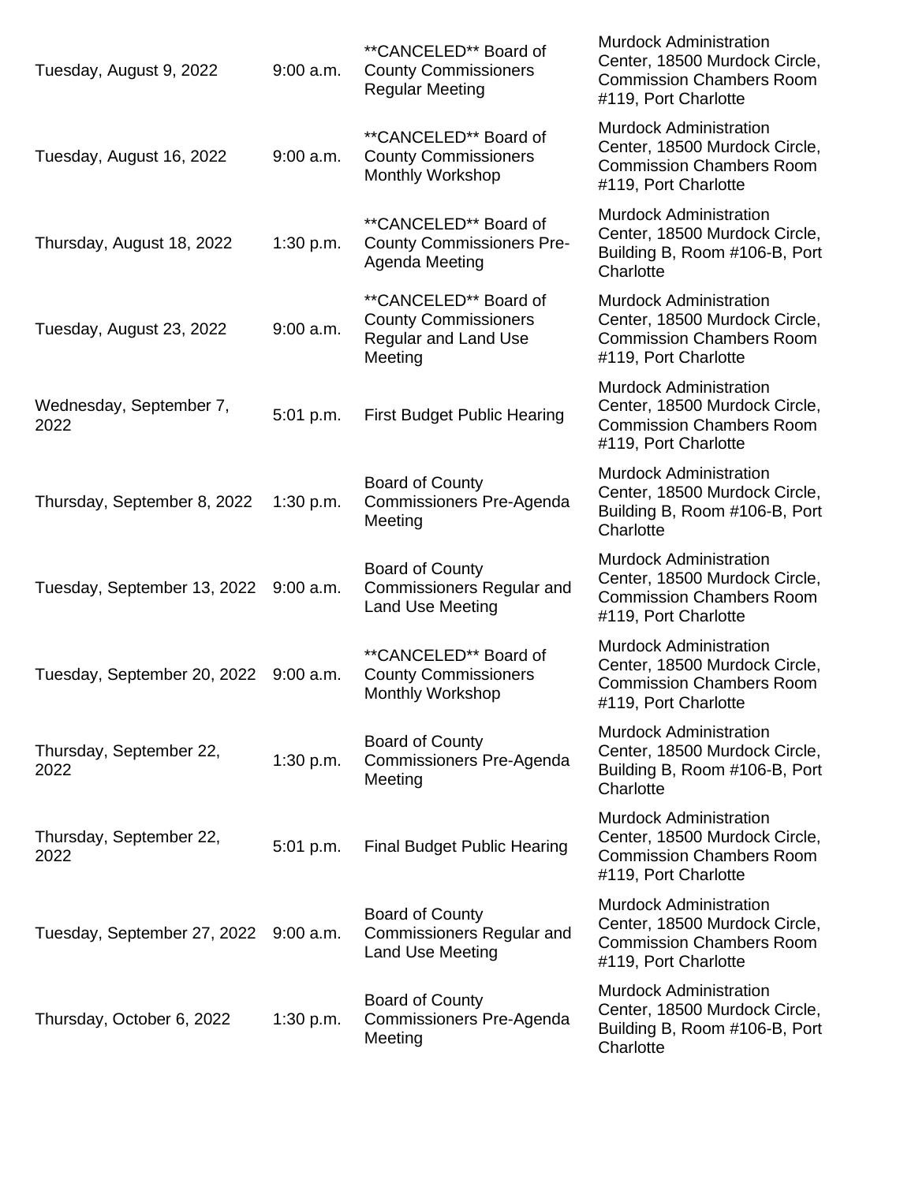| | | | |
|---|---|---|---|
| Tuesday, August 9, 2022 | 9:00 a.m. | **CANCELED** Board of County Commissioners Regular Meeting | Murdock Administration Center, 18500 Murdock Circle, Commission Chambers Room #119, Port Charlotte |
| Tuesday, August 16, 2022 | 9:00 a.m. | **CANCELED** Board of County Commissioners Monthly Workshop | Murdock Administration Center, 18500 Murdock Circle, Commission Chambers Room #119, Port Charlotte |
| Thursday, August 18, 2022 | 1:30 p.m. | **CANCELED** Board of County Commissioners Pre-Agenda Meeting | Murdock Administration Center, 18500 Murdock Circle, Building B, Room #106-B, Port Charlotte |
| Tuesday, August 23, 2022 | 9:00 a.m. | **CANCELED** Board of County Commissioners Regular and Land Use Meeting | Murdock Administration Center, 18500 Murdock Circle, Commission Chambers Room #119, Port Charlotte |
| Wednesday, September 7, 2022 | 5:01 p.m. | First Budget Public Hearing | Murdock Administration Center, 18500 Murdock Circle, Commission Chambers Room #119, Port Charlotte |
| Thursday, September 8, 2022 | 1:30 p.m. | Board of County Commissioners Pre-Agenda Meeting | Murdock Administration Center, 18500 Murdock Circle, Building B, Room #106-B, Port Charlotte |
| Tuesday, September 13, 2022 | 9:00 a.m. | Board of County Commissioners Regular and Land Use Meeting | Murdock Administration Center, 18500 Murdock Circle, Commission Chambers Room #119, Port Charlotte |
| Tuesday, September 20, 2022 | 9:00 a.m. | **CANCELED** Board of County Commissioners Monthly Workshop | Murdock Administration Center, 18500 Murdock Circle, Commission Chambers Room #119, Port Charlotte |
| Thursday, September 22, 2022 | 1:30 p.m. | Board of County Commissioners Pre-Agenda Meeting | Murdock Administration Center, 18500 Murdock Circle, Building B, Room #106-B, Port Charlotte |
| Thursday, September 22, 2022 | 5:01 p.m. | Final Budget Public Hearing | Murdock Administration Center, 18500 Murdock Circle, Commission Chambers Room #119, Port Charlotte |
| Tuesday, September 27, 2022 | 9:00 a.m. | Board of County Commissioners Regular and Land Use Meeting | Murdock Administration Center, 18500 Murdock Circle, Commission Chambers Room #119, Port Charlotte |
| Thursday, October 6, 2022 | 1:30 p.m. | Board of County Commissioners Pre-Agenda Meeting | Murdock Administration Center, 18500 Murdock Circle, Building B, Room #106-B, Port Charlotte |